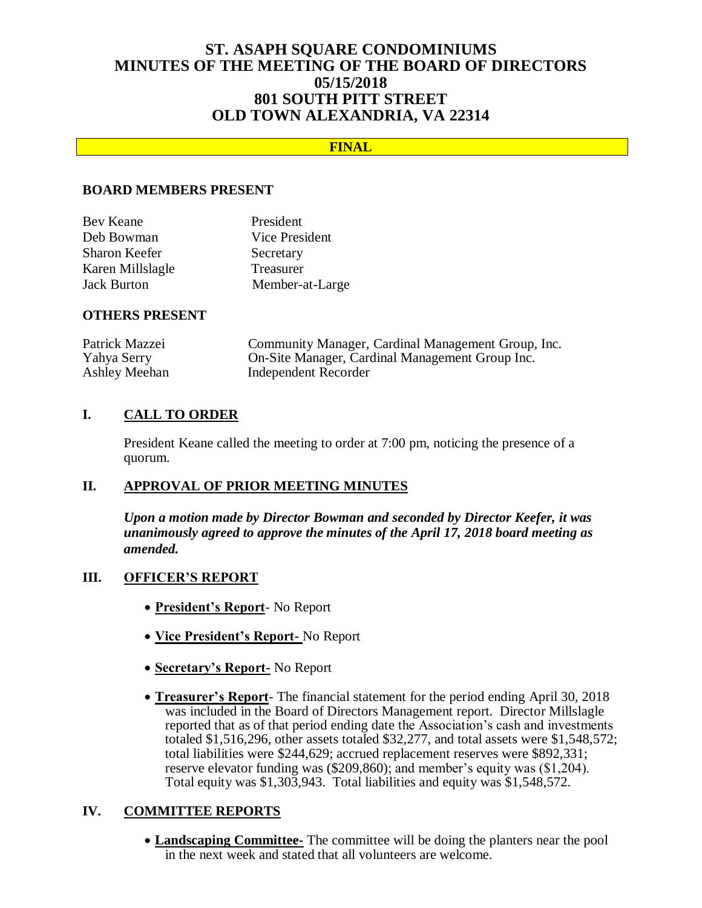# ST. ASAPH SQUARE CONDOMINIUMS
# MINUTES OF THE MEETING OF THE BOARD OF DIRECTORS
# 05/15/2018
# 801 SOUTH PITT STREET
# OLD TOWN ALEXANDRIA, VA 22314

**FINAL**

## BOARD MEMBERS PRESENT

| | |
|---|---|
| Bev Keane | President |
| Deb Bowman | Vice President |
| Sharon Keefer | Secretary |
| Karen Millslagle | Treasurer |
| Jack Burton | Member-at-Large |

## OTHERS PRESENT

| | |
|---|---|
| Patrick Mazzei | Community Manager, Cardinal Management Group, Inc. |
| Yahya Serry | On-Site Manager, Cardinal Management Group Inc. |
| Ashley Meehan | Independent Recorder |

## I. CALL TO ORDER

President Keane called the meeting to order at 7:00 pm, noticing the presence of a quorum.

## II. APPROVAL OF PRIOR MEETING MINUTES

***Upon a motion made by Director Bowman and seconded by Director Keefer, it was unanimously agreed to approve the minutes of the April 17, 2018 board meeting as amended.***

## III. OFFICER'S REPORT

- **President's Report**- No Report
- **Vice President's Report-** No Report
- **Secretary's Report-** No Report
- **Treasurer's Report**- The financial statement for the period ending April 30, 2018 was included in the Board of Directors Management report. Director Millslagle reported that as of that period ending date the Association's cash and investments totaled $1,516,296, other assets totaled $32,277, and total assets were $1,548,572; total liabilities were $244,629; accrued replacement reserves were $892,331; reserve elevator funding was ($209,860); and member's equity was ($1,204). Total equity was $1,303,943. Total liabilities and equity was $1,548,572.

## IV. COMMITTEE REPORTS

- **Landscaping Committee-** The committee will be doing the planters near the pool in the next week and stated that all volunteers are welcome.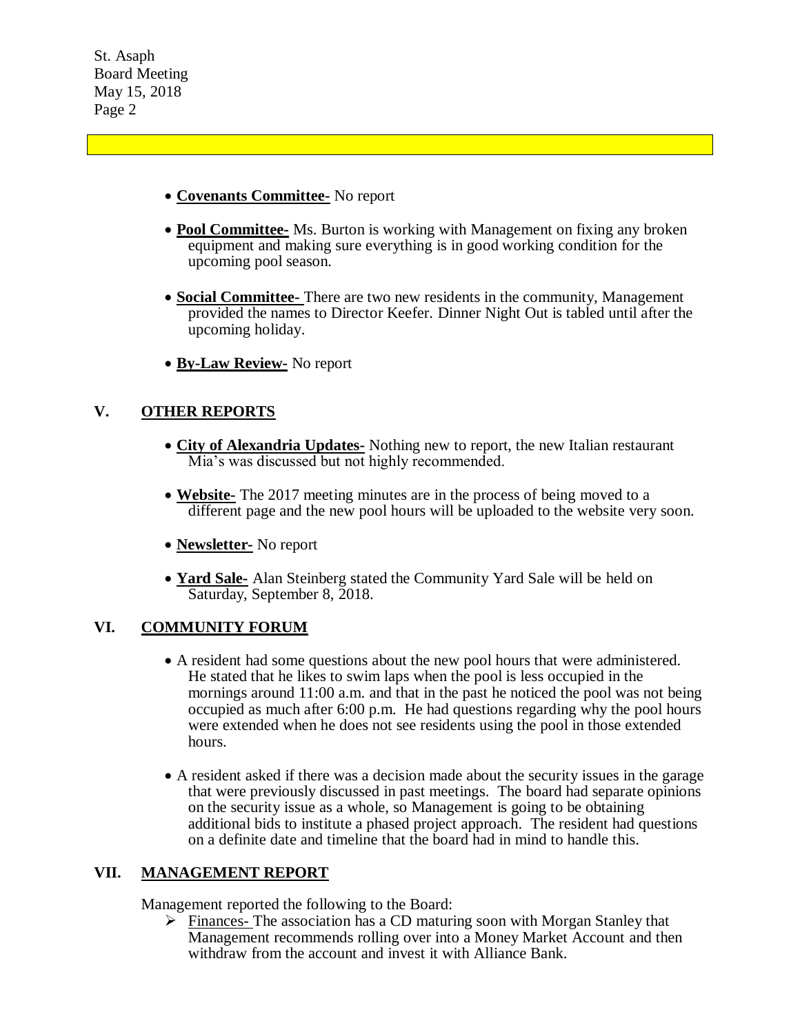- **Covenants Committee-** No report

- **Pool Committee-** Ms. Burton is working with Management on fixing any broken equipment and making sure everything is in good working condition for the upcoming pool season.

- **Social Committee-** There are two new residents in the community, Management provided the names to Director Keefer. Dinner Night Out is tabled until after the upcoming holiday.

- **By-Law Review-** No report

## V. OTHER REPORTS

- **City of Alexandria Updates-** Nothing new to report, the new Italian restaurant Mia's was discussed but not highly recommended.

- **Website-** The 2017 meeting minutes are in the process of being moved to a different page and the new pool hours will be uploaded to the website very soon.

- **Newsletter-** No report

- **Yard Sale-** Alan Steinberg stated the Community Yard Sale will be held on Saturday, September 8, 2018.

## VI. COMMUNITY FORUM

- A resident had some questions about the new pool hours that were administered. He stated that he likes to swim laps when the pool is less occupied in the mornings around 11:00 a.m. and that in the past he noticed the pool was not being occupied as much after 6:00 p.m. He had questions regarding why the pool hours were extended when he does not see residents using the pool in those extended hours.

- A resident asked if there was a decision made about the security issues in the garage that were previously discussed in past meetings. The board had separate opinions on the security issue as a whole, so Management is going to be obtaining additional bids to institute a phased project approach. The resident had questions on a definite date and timeline that the board had in mind to handle this.

## VII. MANAGEMENT REPORT

Management reported the following to the Board:

- Finances- The association has a CD maturing soon with Morgan Stanley that Management recommends rolling over into a Money Market Account and then withdraw from the account and invest it with Alliance Bank.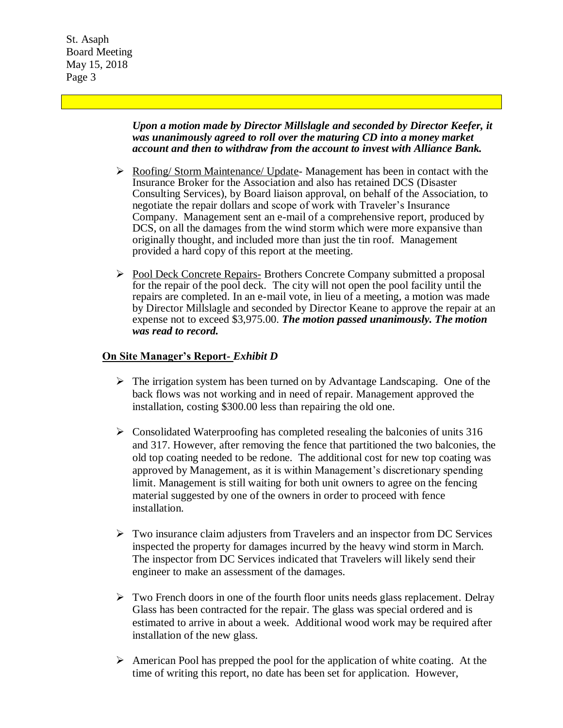***Upon a motion made by Director Millslagle and seconded by Director Keefer, it was unanimously agreed to roll over the maturing CD into a money market account and then to withdraw from the account to invest with Alliance Bank.***

- Roofing/ Storm Maintenance/ Update- Management has been in contact with the Insurance Broker for the Association and also has retained DCS (Disaster Consulting Services), by Board liaison approval, on behalf of the Association, to negotiate the repair dollars and scope of work with Traveler's Insurance Company. Management sent an e-mail of a comprehensive report, produced by DCS, on all the damages from the wind storm which were more expansive than originally thought, and included more than just the tin roof. Management provided a hard copy of this report at the meeting.

- Pool Deck Concrete Repairs- Brothers Concrete Company submitted a proposal for the repair of the pool deck. The city will not open the pool facility until the repairs are completed. In an e-mail vote, in lieu of a meeting, a motion was made by Director Millslagle and seconded by Director Keane to approve the repair at an expense not to exceed $3,975.00. ***The motion passed unanimously. The motion was read to record.***

## On Site Manager's Report- *Exhibit D*

- The irrigation system has been turned on by Advantage Landscaping. One of the back flows was not working and in need of repair. Management approved the installation, costing $300.00 less than repairing the old one.

- Consolidated Waterproofing has completed resealing the balconies of units 316 and 317. However, after removing the fence that partitioned the two balconies, the old top coating needed to be redone. The additional cost for new top coating was approved by Management, as it is within Management's discretionary spending limit. Management is still waiting for both unit owners to agree on the fencing material suggested by one of the owners in order to proceed with fence installation.

- Two insurance claim adjusters from Travelers and an inspector from DC Services inspected the property for damages incurred by the heavy wind storm in March. The inspector from DC Services indicated that Travelers will likely send their engineer to make an assessment of the damages.

- Two French doors in one of the fourth floor units needs glass replacement. Delray Glass has been contracted for the repair. The glass was special ordered and is estimated to arrive in about a week. Additional wood work may be required after installation of the new glass.

- American Pool has prepped the pool for the application of white coating. At the time of writing this report, no date has been set for application. However,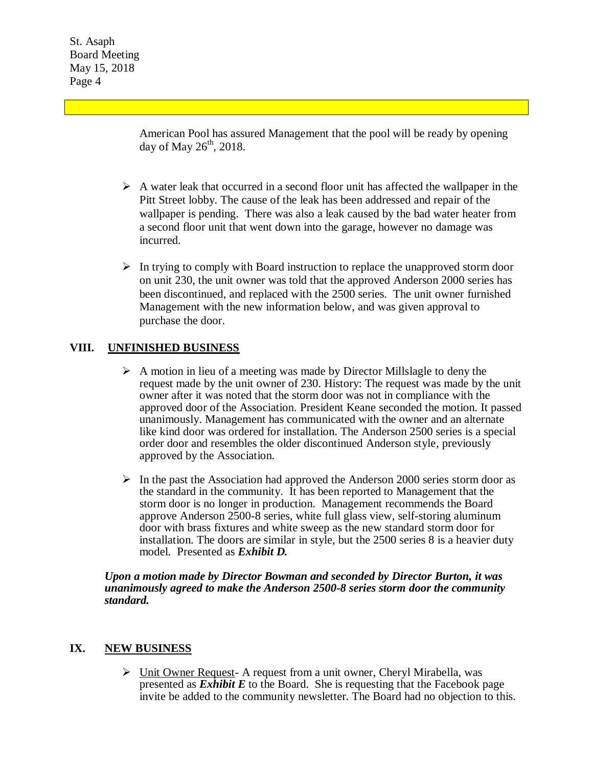American Pool has assured Management that the pool will be ready by opening day of May 26th, 2018.

- A water leak that occurred in a second floor unit has affected the wallpaper in the Pitt Street lobby. The cause of the leak has been addressed and repair of the wallpaper is pending. There was also a leak caused by the bad water heater from a second floor unit that went down into the garage, however no damage was incurred.

- In trying to comply with Board instruction to replace the unapproved storm door on unit 230, the unit owner was told that the approved Anderson 2000 series has been discontinued, and replaced with the 2500 series. The unit owner furnished Management with the new information below, and was given approval to purchase the door.

## VIII. UNFINISHED BUSINESS

- A motion in lieu of a meeting was made by Director Millslagle to deny the request made by the unit owner of 230. History: The request was made by the unit owner after it was noted that the storm door was not in compliance with the approved door of the Association. President Keane seconded the motion. It passed unanimously. Management has communicated with the owner and an alternate like kind door was ordered for installation. The Anderson 2500 series is a special order door and resembles the older discontinued Anderson style, previously approved by the Association.

- In the past the Association had approved the Anderson 2000 series storm door as the standard in the community. It has been reported to Management that the storm door is no longer in production. Management recommends the Board approve Anderson 2500-8 series, white full glass view, self-storing aluminum door with brass fixtures and white sweep as the new standard storm door for installation. The doors are similar in style, but the 2500 series 8 is a heavier duty model. Presented as ***Exhibit D.***

***Upon a motion made by Director Bowman and seconded by Director Burton, it was unanimously agreed to make the Anderson 2500-8 series storm door the community standard.***

## IX. NEW BUSINESS

- Unit Owner Request- A request from a unit owner, Cheryl Mirabella, was presented as ***Exhibit E*** to the Board. She is requesting that the Facebook page invite be added to the community newsletter. The Board had no objection to this.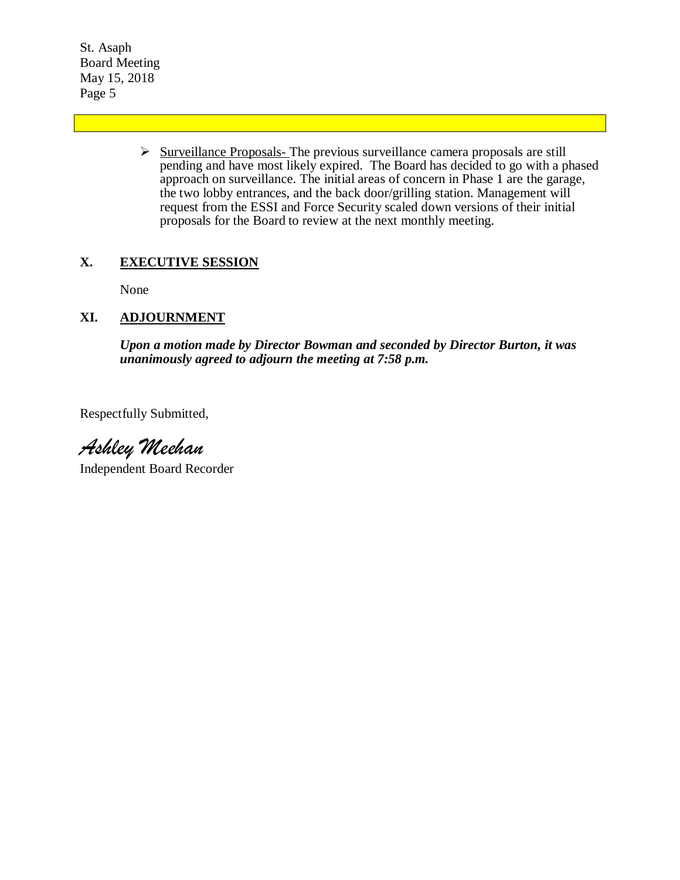- Surveillance Proposals- The previous surveillance camera proposals are still pending and have most likely expired. The Board has decided to go with a phased approach on surveillance. The initial areas of concern in Phase 1 are the garage, the two lobby entrances, and the back door/grilling station. Management will request from the ESSI and Force Security scaled down versions of their initial proposals for the Board to review at the next monthly meeting.

## X. EXECUTIVE SESSION

None

## XI. ADJOURNMENT

***Upon a motion made by Director Bowman and seconded by Director Burton, it was unanimously agreed to adjourn the meeting at 7:58 p.m.***

Respectfully Submitted,

*Ashley Meehan*

Independent Board Recorder